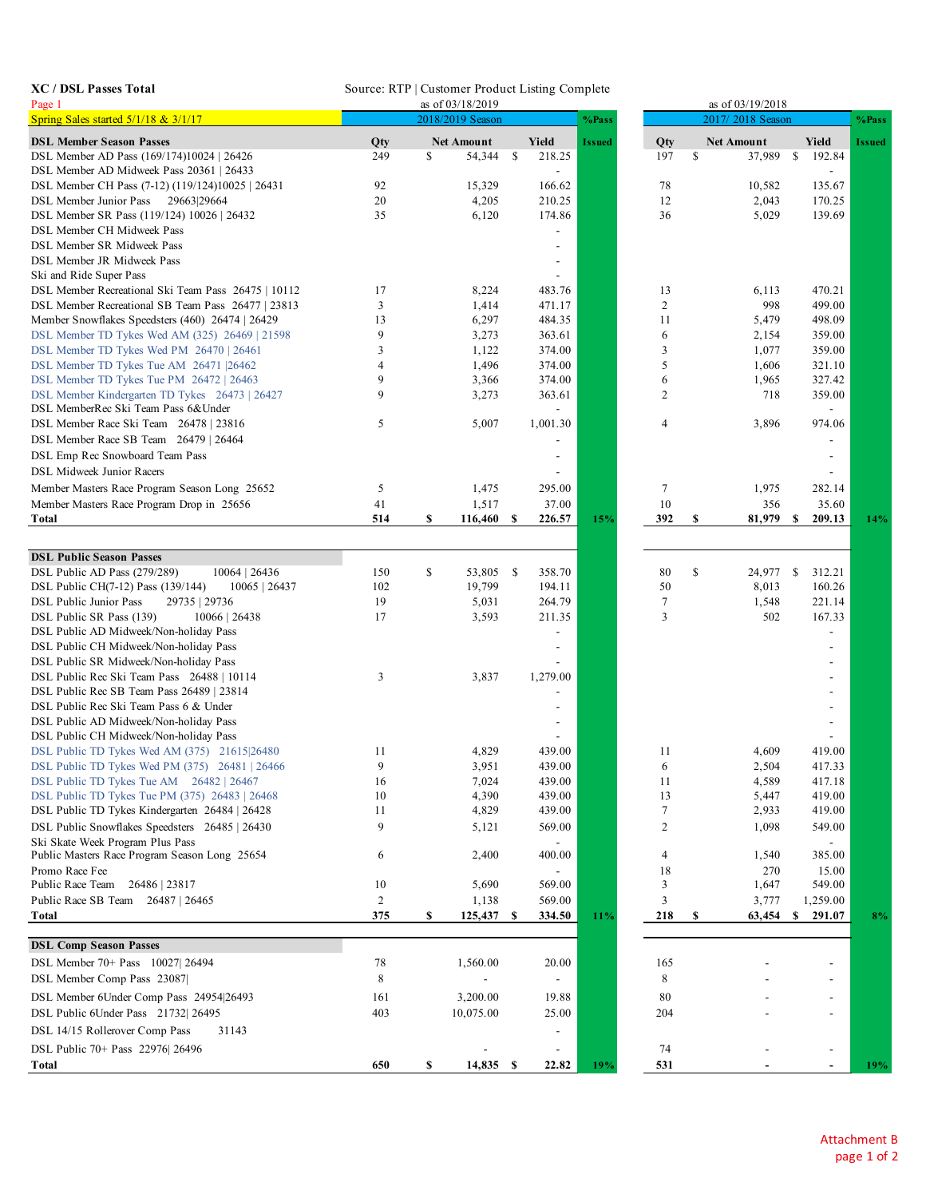**XC / DSL Passes Total**

Page 1

Source: RTP | Customer Product Listing Complete

| Spring Sales started 5/1/18 & 3/1/17 | 2018/2019 Season (as of 03/18/2019) | | | %Pass | 2017/2018 Season (as of 03/19/2018) | | | %Pass |
|---|---|---|---|---|---|---|---|---|
| **DSL Member Season Passes** | **Qty** | **Net Amount** | **Yield** | **Issued** | **Qty** | **Net Amount** | **Yield** | **Issued** |
| DSL Member AD Pass (169/174)10024 \| 26426 | 249 | $ 54,344 | $ 218.25 | | 197 | $ 37,989 | $ 192.84 | |
| DSL Member AD Midweek Pass 20361 \| 26433 | | | - | | | | - | |
| DSL Member CH Pass (7-12) (119/124)10025 \| 26431 | 92 | 15,329 | 166.62 | | 78 | 10,582 | 135.67 | |
| DSL Member Junior Pass 29663\|29664 | 20 | 4,205 | 210.25 | | 12 | 2,043 | 170.25 | |
| DSL Member SR Pass (119/124) 10026 \| 26432 | 35 | 6,120 | 174.86 | | 36 | 5,029 | 139.69 | |
| DSL Member CH Midweek Pass | | | - | | | | | |
| DSL Member SR Midweek Pass | | | - | | | | | |
| DSL Member JR Midweek Pass | | | - | | | | | |
| Ski and Ride Super Pass | | | - | | | | | |
| DSL Member Recreational Ski Team Pass 26475 \| 10112 | 17 | 8,224 | 483.76 | | 13 | 6,113 | 470.21 | |
| DSL Member Recreational SB Team Pass 26477 \| 23813 | 3 | 1,414 | 471.17 | | 2 | 998 | 499.00 | |
| Member Snowflakes Speedsters (460) 26474 \| 26429 | 13 | 6,297 | 484.35 | | 11 | 5,479 | 498.09 | |
| DSL Member TD Tykes Wed AM (325) 26469 \| 21598 | 9 | 3,273 | 363.61 | | 6 | 2,154 | 359.00 | |
| DSL Member TD Tykes Wed PM 26470 \| 26461 | 3 | 1,122 | 374.00 | | 3 | 1,077 | 359.00 | |
| DSL Member TD Tykes Tue AM 26471 \|26462 | 4 | 1,496 | 374.00 | | 5 | 1,606 | 321.10 | |
| DSL Member TD Tykes Tue PM 26472 \| 26463 | 9 | 3,366 | 374.00 | | 6 | 1,965 | 327.42 | |
| DSL Member Kindergarten TD Tykes 26473 \| 26427 | 9 | 3,273 | 363.61 | | 2 | 718 | 359.00 | |
| DSL MemberRec Ski Team Pass 6&Under | | | - | | | | - | |
| DSL Member Race Ski Team 26478 \| 23816 | 5 | 5,007 | 1,001.30 | | 4 | 3,896 | 974.06 | |
| DSL Member Race SB Team 26479 \| 26464 | | | - | | | | - | |
| DSL Emp Rec Snowboard Team Pass | | | - | | | | - | |
| DSL Midweek Junior Racers | | | - | | | | - | |
| Member Masters Race Program Season Long 25652 | 5 | 1,475 | 295.00 | | 7 | 1,975 | 282.14 | |
| Member Masters Race Program Drop in 25656 | 41 | 1,517 | 37.00 | | 10 | 356 | 35.60 | |
| **Total** | **514** | **$ 116,460** | **$ 226.57** | **15%** | **392** | **$ 81,979** | **$ 209.13** | **14%** |
| | | | | | | | | |
| **DSL Public Season Passes** | | | | | | | | |
| DSL Public AD Pass (279/289) 10064 \| 26436 | 150 | $ 53,805 | $ 358.70 | | 80 | $ 24,977 | $ 312.21 | |
| DSL Public CH(7-12) Pass (139/144) 10065 \| 26437 | 102 | 19,799 | 194.11 | | 50 | 8,013 | 160.26 | |
| DSL Public Junior Pass 29735 \| 29736 | 19 | 5,031 | 264.79 | | 7 | 1,548 | 221.14 | |
| DSL Public SR Pass (139) 10066 \| 26438 | 17 | 3,593 | 211.35 | | 3 | 502 | 167.33 | |
| DSL Public AD Midweek/Non-holiday Pass | | | - | | | | - | |
| DSL Public CH Midweek/Non-holiday Pass | | | - | | | | - | |
| DSL Public SR Midweek/Non-holiday Pass | | | - | | | | - | |
| DSL Public Rec Ski Team Pass 26488 \| 10114 | 3 | 3,837 | 1,279.00 | | | | - | |
| DSL Public Rec SB Team Pass 26489 \| 23814 | | | - | | | | - | |
| DSL Public Rec Ski Team Pass 6 & Under | | | - | | | | - | |
| DSL Public AD Midweek/Non-holiday Pass | | | - | | | | - | |
| DSL Public CH Midweek/Non-holiday Pass | | | - | | | | - | |
| DSL Public TD Tykes Wed AM (375) 21615\|26480 | 11 | 4,829 | 439.00 | | 11 | 4,609 | 419.00 | |
| DSL Public TD Tykes Wed PM (375) 26481 \| 26466 | 9 | 3,951 | 439.00 | | 6 | 2,504 | 417.33 | |
| DSL Public TD Tykes Tue AM 26482 \| 26467 | 16 | 7,024 | 439.00 | | 11 | 4,589 | 417.18 | |
| DSL Public TD Tykes Tue PM (375) 26483 \| 26468 | 10 | 4,390 | 439.00 | | 13 | 5,447 | 419.00 | |
| DSL Public TD Tykes Kindergarten 26484 \| 26428 | 11 | 4,829 | 439.00 | | 7 | 2,933 | 419.00 | |
| DSL Public Snowflakes Speedsters 26485 \| 26430 | 9 | 5,121 | 569.00 | | 2 | 1,098 | 549.00 | |
| Ski Skate Week Program Plus Pass | | | - | | | | - | |
| Public Masters Race Program Season Long 25654 | 6 | 2,400 | 400.00 | | 4 | 1,540 | 385.00 | |
| Promo Race Fee | | | - | | 18 | 270 | 15.00 | |
| Public Race Team 26486 \| 23817 | 10 | 5,690 | 569.00 | | 3 | 1,647 | 549.00 | |
| Public Race SB Team 26487 \| 26465 | 2 | 1,138 | 569.00 | | 3 | 3,777 | 1,259.00 | |
| **Total** | **375** | **$ 125,437** | **$ 334.50** | **11%** | **218** | **$ 63,454** | **$ 291.07** | **8%** |
| | | | | | | | | |
| **DSL Comp Season Passes** | | | | | | | | |
| DSL Member 70+ Pass 10027\| 26494 | 78 | 1,560.00 | 20.00 | | 165 | - | - | |
| DSL Member Comp Pass 23087\| | 8 | - | - | | 8 | - | - | |
| DSL Member 6Under Comp Pass 24954\|26493 | 161 | 3,200.00 | 19.88 | | 80 | - | - | |
| DSL Public 6Under Pass 21732\| 26495 | 403 | 10,075.00 | 25.00 | | 204 | - | - | |
| DSL 14/15 Rollerover Comp Pass 31143 | | | - | | | | | |
| DSL Public 70+ Pass 22976\| 26496 | | - | - | | 74 | - | - | |
| **Total** | **650** | **$ 14,835** | **$ 22.82** | **19%** | **531** | **-** | **-** | **19%** |

Attachment B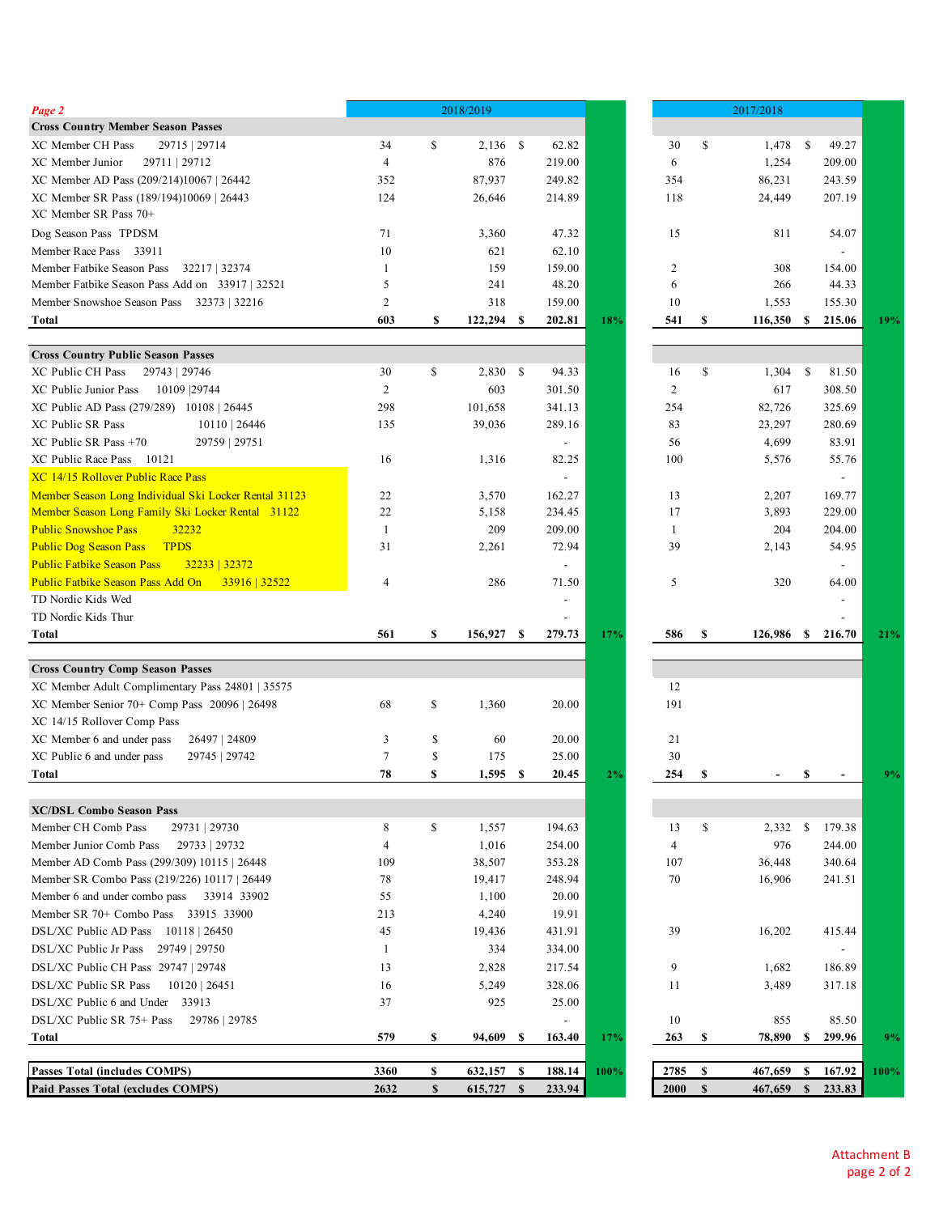*Page 2*

| | 2018/2019 | | | | 2017/2018 | | | |
|---|---|---|---|---|---|---|---|---|
| **Cross Country Member Season Passes** | | | | | | | | |
| XC Member CH Pass 29715 \| 29714 | 34 | $ 2,136 | $ 62.82 | | 30 | $ 1,478 | $ 49.27 | |
| XC Member Junior 29711 \| 29712 | 4 | 876 | 219.00 | | 6 | 1,254 | 209.00 | |
| XC Member AD Pass (209/214)10067 \| 26442 | 352 | 87,937 | 249.82 | | 354 | 86,231 | 243.59 | |
| XC Member SR Pass (189/194)10069 \| 26443 | 124 | 26,646 | 214.89 | | 118 | 24,449 | 207.19 | |
| XC Member SR Pass 70+ | | | | | | | | |
| Dog Season Pass TPDSM | 71 | 3,360 | 47.32 | | 15 | 811 | 54.07 | |
| Member Race Pass 33911 | 10 | 621 | 62.10 | | | | - | |
| Member Fatbike Season Pass 32217 \| 32374 | 1 | 159 | 159.00 | | 2 | 308 | 154.00 | |
| Member Fatbike Season Pass Add on 33917 \| 32521 | 5 | 241 | 48.20 | | 6 | 266 | 44.33 | |
| Member Snowshoe Season Pass 32373 \| 32216 | 2 | 318 | 159.00 | | 10 | 1,553 | 155.30 | |
| **Total** | **603** | **$ 122,294** | **$ 202.81** | **18%** | **541** | **$ 116,350** | **$ 215.06** | **19%** |
| **Cross Country Public Season Passes** | | | | | | | | |
| XC Public CH Pass 29743 \| 29746 | 30 | $ 2,830 | $ 94.33 | | 16 | $ 1,304 | $ 81.50 | |
| XC Public Junior Pass 10109 \|29744 | 2 | 603 | 301.50 | | 2 | 617 | 308.50 | |
| XC Public AD Pass (279/289) 10108 \| 26445 | 298 | 101,658 | 341.13 | | 254 | 82,726 | 325.69 | |
| XC Public SR Pass 10110 \| 26446 | 135 | 39,036 | 289.16 | | 83 | 23,297 | 280.69 | |
| XC Public SR Pass +70 29759 \| 29751 | | | - | | 56 | 4,699 | 83.91 | |
| XC Public Race Pass 10121 | 16 | 1,316 | 82.25 | | 100 | 5,576 | 55.76 | |
| XC 14/15 Rollover Public Race Pass | | | - | | | | - | |
| Member Season Long Individual Ski Locker Rental 31123 | 22 | 3,570 | 162.27 | | 13 | 2,207 | 169.77 | |
| Member Season Long Family Ski Locker Rental 31122 | 22 | 5,158 | 234.45 | | 17 | 3,893 | 229.00 | |
| Public Snowshoe Pass 32232 | 1 | 209 | 209.00 | | 1 | 204 | 204.00 | |
| Public Dog Season Pass TPDS | 31 | 2,261 | 72.94 | | 39 | 2,143 | 54.95 | |
| Public Fatbike Season Pass 32233 \| 32372 | | | - | | | | - | |
| Public Fatbike Season Pass Add On 33916 \| 32522 | 4 | 286 | 71.50 | | 5 | 320 | 64.00 | |
| TD Nordic Kids Wed | | | - | | | | - | |
| TD Nordic Kids Thur | | | - | | | | - | |
| **Total** | **561** | **$ 156,927** | **$ 279.73** | **17%** | **586** | **$ 126,986** | **$ 216.70** | **21%** |
| **Cross Country Comp Season Passes** | | | | | | | | |
| XC Member Adult Complimentary Pass 24801 \| 35575 | | | | | 12 | | | |
| XC Member Senior 70+ Comp Pass 20096 \| 26498 | 68 | $ 1,360 | 20.00 | | 191 | | | |
| XC 14/15 Rollover Comp Pass | | | | | | | | |
| XC Member 6 and under pass 26497 \| 24809 | 3 | $ 60 | 20.00 | | 21 | | | |
| XC Public 6 and under pass 29745 \| 29742 | 7 | $ 175 | 25.00 | | 30 | | | |
| **Total** | **78** | **$ 1,595** | **$ 20.45** | **2%** | **254** | **$ -** | **$ -** | **9%** |
| **XC/DSL Combo Season Pass** | | | | | | | | |
| Member CH Comb Pass 29731 \| 29730 | 8 | $ 1,557 | 194.63 | | 13 | $ 2,332 | $ 179.38 | |
| Member Junior Comb Pass 29733 \| 29732 | 4 | 1,016 | 254.00 | | 4 | 976 | 244.00 | |
| Member AD Comb Pass (299/309) 10115 \| 26448 | 109 | 38,507 | 353.28 | | 107 | 36,448 | 340.64 | |
| Member SR Combo Pass (219/226) 10117 \| 26449 | 78 | 19,417 | 248.94 | | 70 | 16,906 | 241.51 | |
| Member 6 and under combo pass 33914 33902 | 55 | 1,100 | 20.00 | | | | | |
| Member SR 70+ Combo Pass 33915 33900 | 213 | 4,240 | 19.91 | | | | | |
| DSL/XC Public AD Pass 10118 \| 26450 | 45 | 19,436 | 431.91 | | 39 | 16,202 | 415.44 | |
| DSL/XC Public Jr Pass 29749 \| 29750 | 1 | 334 | 334.00 | | | | - | |
| DSL/XC Public CH Pass 29747 \| 29748 | 13 | 2,828 | 217.54 | | 9 | 1,682 | 186.89 | |
| DSL/XC Public SR Pass 10120 \| 26451 | 16 | 5,249 | 328.06 | | 11 | 3,489 | 317.18 | |
| DSL/XC Public 6 and Under 33913 | 37 | 925 | 25.00 | | | | | |
| DSL/XC Public SR 75+ Pass 29786 \| 29785 | | | - | | 10 | 855 | 85.50 | |
| **Total** | **579** | **$ 94,609** | **$ 163.40** | **17%** | **263** | **$ 78,890** | **$ 299.96** | **9%** |
| **Passes Total (includes COMPS)** | **3360** | **$ 632,157** | **$ 188.14** | **100%** | **2785** | **$ 467,659** | **$ 167.92** | **100%** |
| **Paid Passes Total (excludes COMPS)** | **2632** | **$ 615,727** | **$ 233.94** | | **2000** | **$ 467,659** | **$ 233.83** | |

Attachment B
page 2 of 2